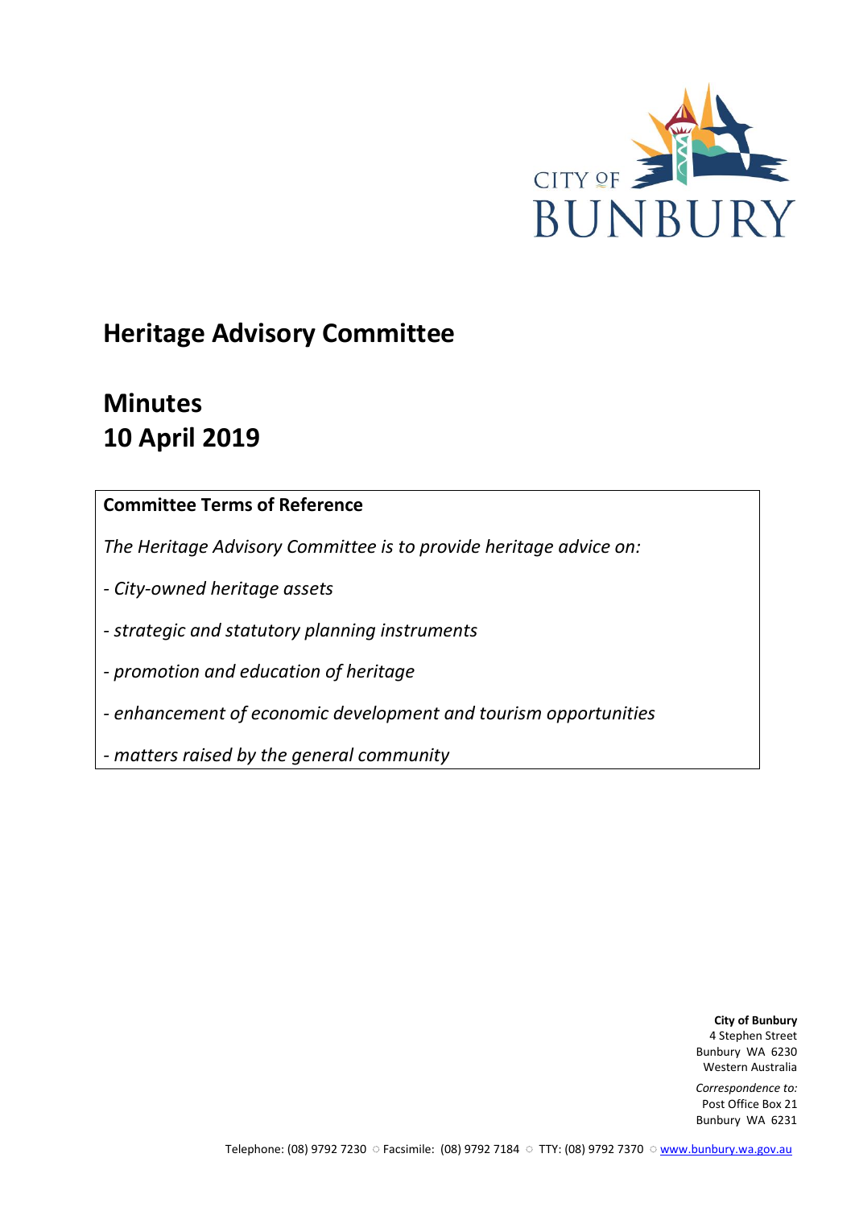CITY OF BUNBURY

# Heritage Advisory Committee

# Minutes
# 10 April 2019

**Committee Terms of Reference**

*The Heritage Advisory Committee is to provide heritage advice on:*

*- City-owned heritage assets*

*- strategic and statutory planning instruments*

*- promotion and education of heritage*

*- enhancement of economic development and tourism opportunities*

*- matters raised by the general community*

**City of Bunbury**
4 Stephen Street
Bunbury WA 6230
Western Australia

*Correspondence to:*
Post Office Box 21
Bunbury WA 6231

Telephone: (08) 9792 7230 ○ Facsimile: (08) 9792 7184 ○ TTY: (08) 9792 7370 ○ www.bunbury.wa.gov.au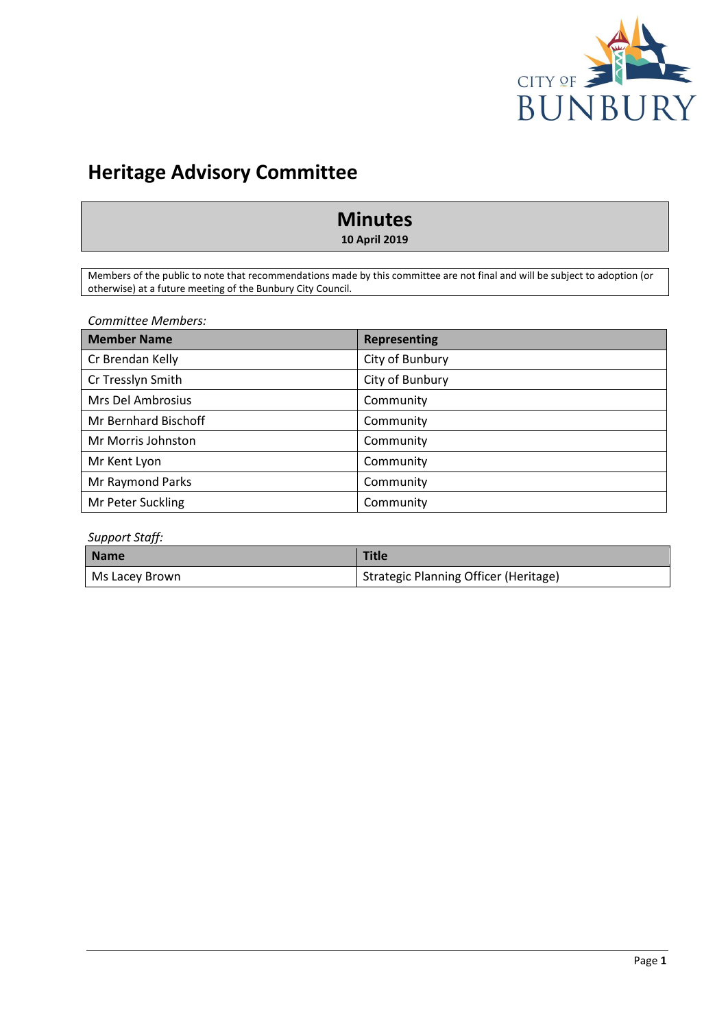# Heritage Advisory Committee

## Minutes

**10 April 2019**

Members of the public to note that recommendations made by this committee are not final and will be subject to adoption (or otherwise) at a future meeting of the Bunbury City Council.

*Committee Members:*

| Member Name | Representing |
|---|---|
| Cr Brendan Kelly | City of Bunbury |
| Cr Tresslyn Smith | City of Bunbury |
| Mrs Del Ambrosius | Community |
| Mr Bernhard Bischoff | Community |
| Mr Morris Johnston | Community |
| Mr Kent Lyon | Community |
| Mr Raymond Parks | Community |
| Mr Peter Suckling | Community |

*Support Staff:*

| Name | Title |
|---|---|
| Ms Lacey Brown | Strategic Planning Officer (Heritage) |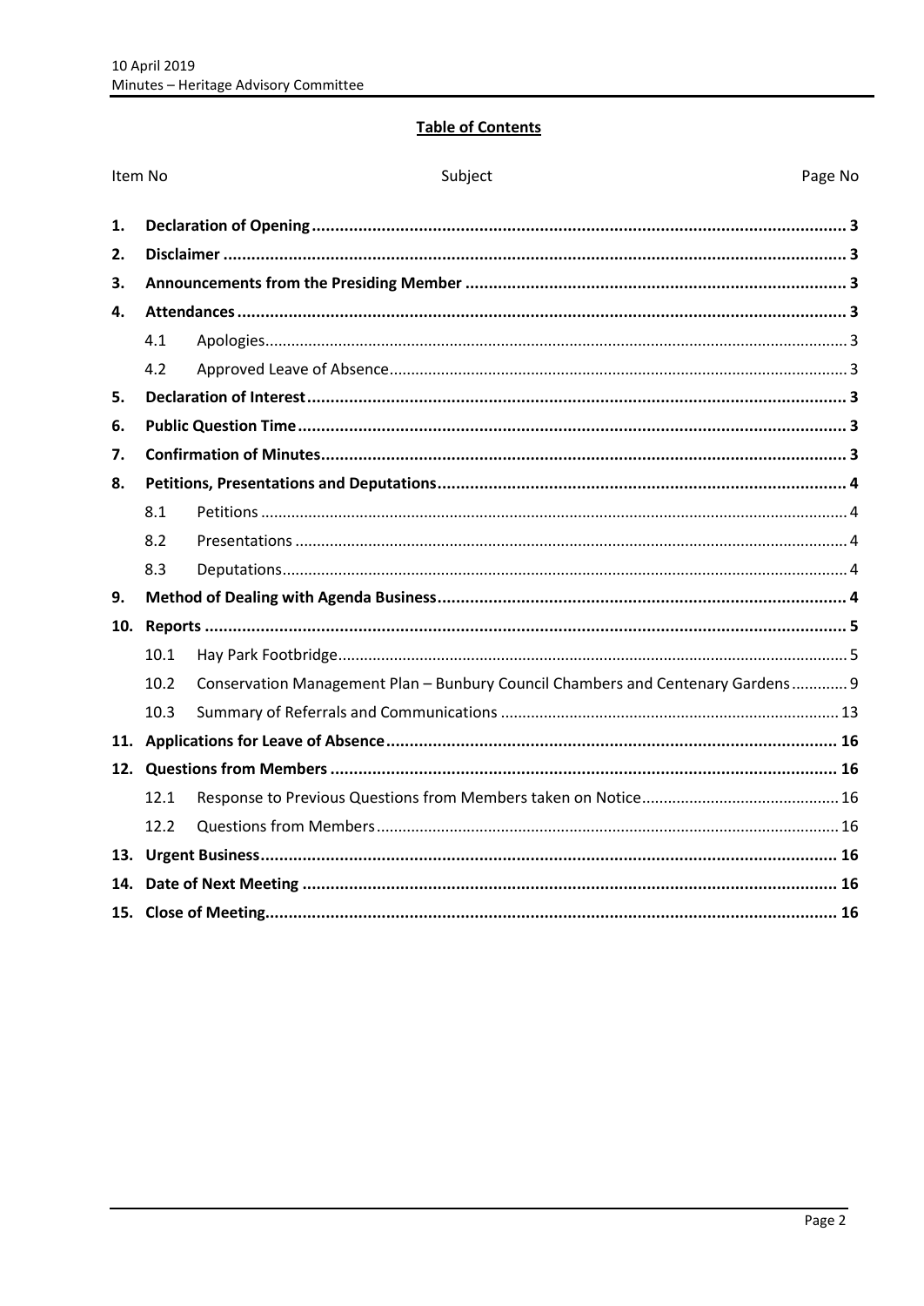## Table of Contents

| Item No | | Subject | Page No |
|---|---|---|---|
| **1.** | | **Declaration of Opening** | **3** |
| **2.** | | **Disclaimer** | **3** |
| **3.** | | **Announcements from the Presiding Member** | **3** |
| **4.** | | **Attendances** | **3** |
| | 4.1 | Apologies | 3 |
| | 4.2 | Approved Leave of Absence | 3 |
| **5.** | | **Declaration of Interest** | **3** |
| **6.** | | **Public Question Time** | **3** |
| **7.** | | **Confirmation of Minutes** | **3** |
| **8.** | | **Petitions, Presentations and Deputations** | **4** |
| | 8.1 | Petitions | 4 |
| | 8.2 | Presentations | 4 |
| | 8.3 | Deputations | 4 |
| **9.** | | **Method of Dealing with Agenda Business** | **4** |
| **10.** | | **Reports** | **5** |
| | 10.1 | Hay Park Footbridge | 5 |
| | 10.2 | Conservation Management Plan – Bunbury Council Chambers and Centenary Gardens | 9 |
| | 10.3 | Summary of Referrals and Communications | 13 |
| **11.** | | **Applications for Leave of Absence** | **16** |
| **12.** | | **Questions from Members** | **16** |
| | 12.1 | Response to Previous Questions from Members taken on Notice | 16 |
| | 12.2 | Questions from Members | 16 |
| **13.** | | **Urgent Business** | **16** |
| **14.** | | **Date of Next Meeting** | **16** |
| **15.** | | **Close of Meeting** | **16** |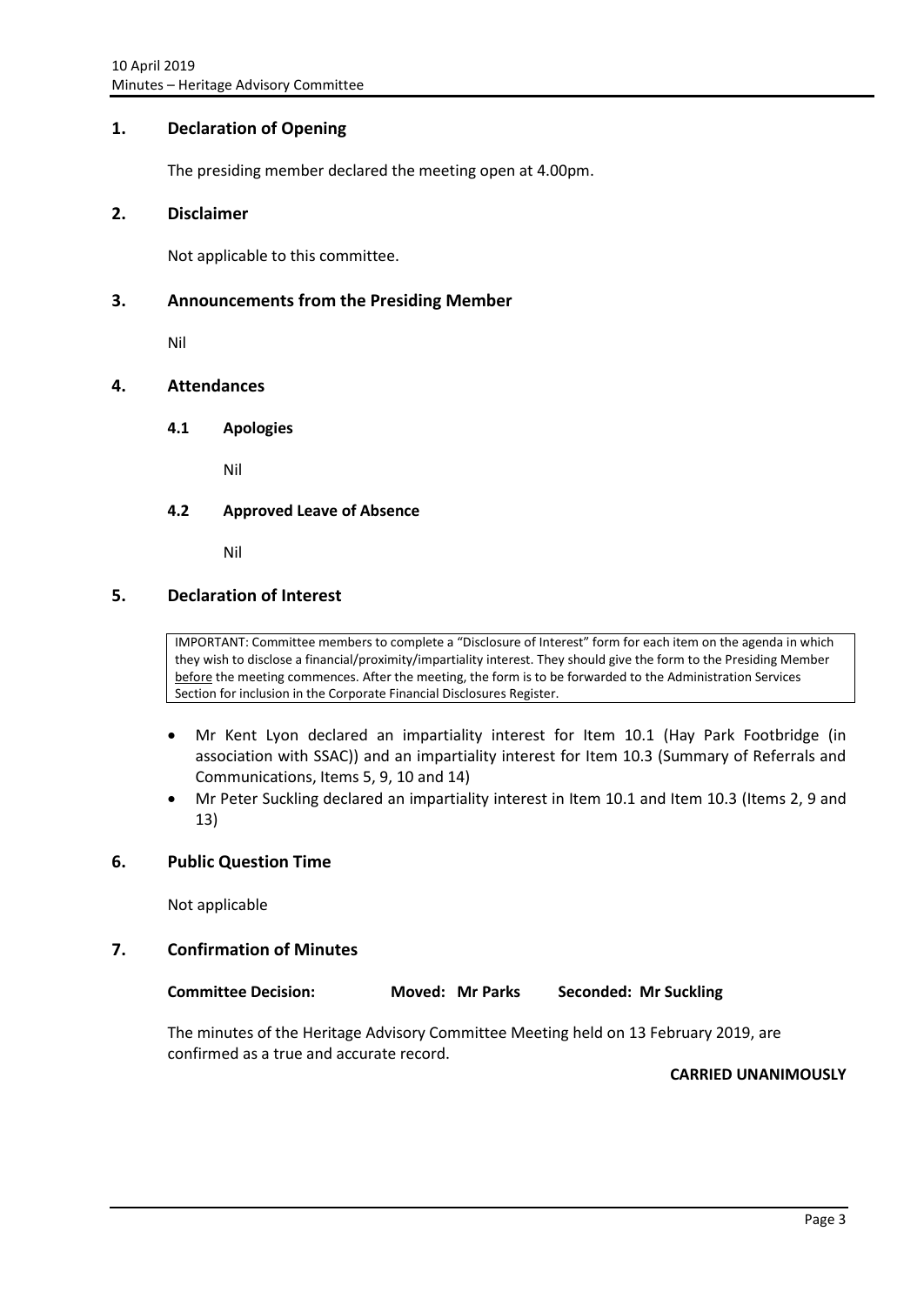## 1. Declaration of Opening

The presiding member declared the meeting open at 4.00pm.

## 2. Disclaimer

Not applicable to this committee.

## 3. Announcements from the Presiding Member

Nil

## 4. Attendances

### 4.1 Apologies

Nil

### 4.2 Approved Leave of Absence

Nil

## 5. Declaration of Interest

> IMPORTANT: Committee members to complete a "Disclosure of Interest" form for each item on the agenda in which they wish to disclose a financial/proximity/impartiality interest. They should give the form to the Presiding Member before the meeting commences. After the meeting, the form is to be forwarded to the Administration Services Section for inclusion in the Corporate Financial Disclosures Register.

- Mr Kent Lyon declared an impartiality interest for Item 10.1 (Hay Park Footbridge (in association with SSAC)) and an impartiality interest for Item 10.3 (Summary of Referrals and Communications, Items 5, 9, 10 and 14)
- Mr Peter Suckling declared an impartiality interest in Item 10.1 and Item 10.3 (Items 2, 9 and 13)

## 6. Public Question Time

Not applicable

## 7. Confirmation of Minutes

**Committee Decision:** **Moved: Mr Parks** **Seconded: Mr Suckling**

The minutes of the Heritage Advisory Committee Meeting held on 13 February 2019, are confirmed as a true and accurate record.

**CARRIED UNANIMOUSLY**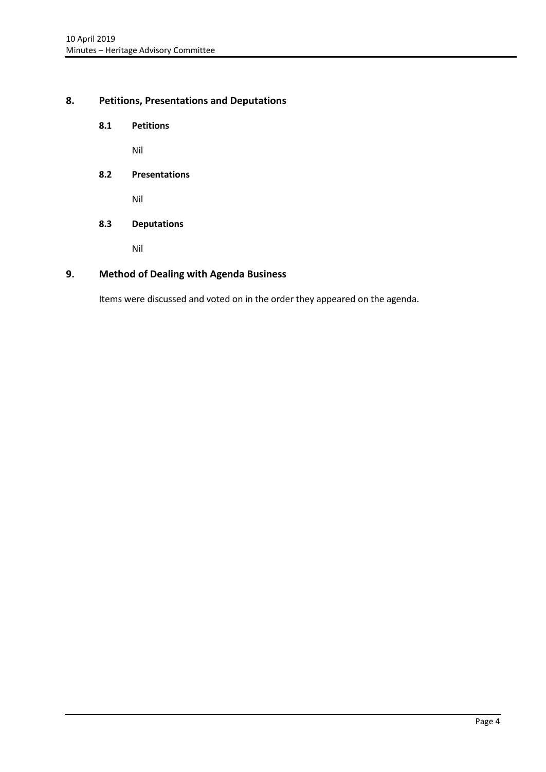## 8. Petitions, Presentations and Deputations

### 8.1 Petitions

Nil

### 8.2 Presentations

Nil

### 8.3 Deputations

Nil

## 9. Method of Dealing with Agenda Business

Items were discussed and voted on in the order they appeared on the agenda.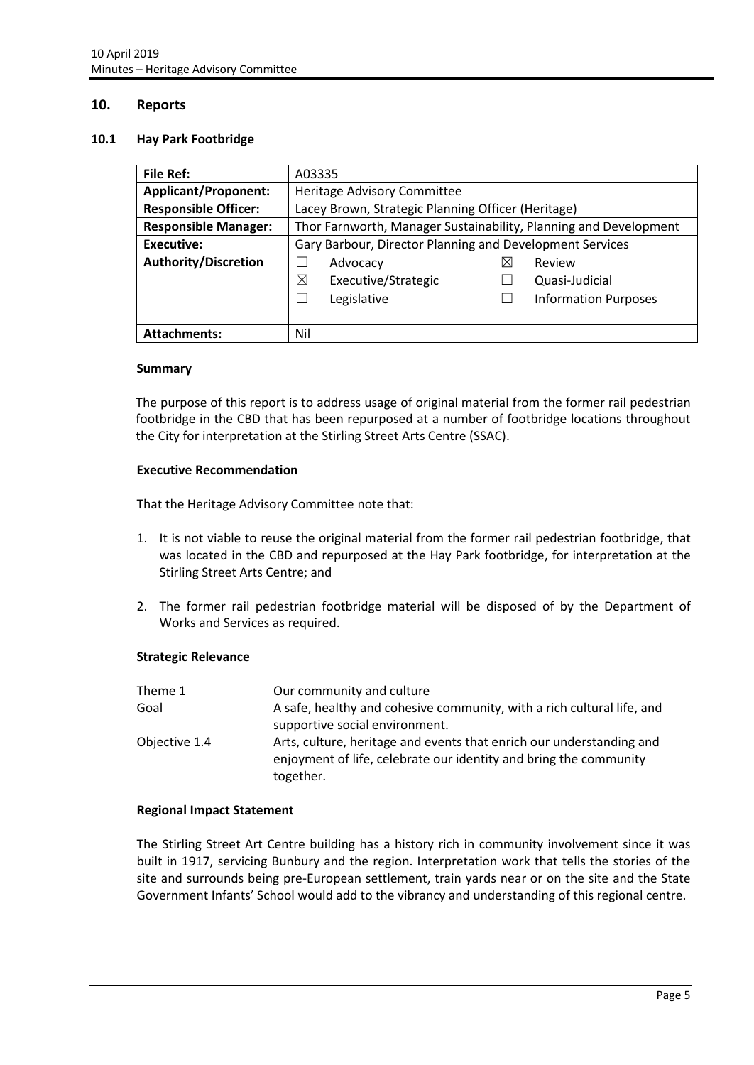## 10. Reports

### 10.1 Hay Park Footbridge

| File Ref: | A03335 | | |
|---|---|---|---|
| **Applicant/Proponent:** | Heritage Advisory Committee | | |
| **Responsible Officer:** | Lacey Brown, Strategic Planning Officer (Heritage) | | |
| **Responsible Manager:** | Thor Farnworth, Manager Sustainability, Planning and Development | | |
| **Executive:** | Gary Barbour, Director Planning and Development Services | | |
| **Authority/Discretion** | ☐ Advocacy | ☒ Review | |
| | ☒ Executive/Strategic | ☐ Quasi-Judicial | |
| | ☐ Legislative | ☐ Information Purposes | |
| **Attachments:** | Nil | | |

#### Summary

The purpose of this report is to address usage of original material from the former rail pedestrian footbridge in the CBD that has been repurposed at a number of footbridge locations throughout the City for interpretation at the Stirling Street Arts Centre (SSAC).

#### Executive Recommendation

That the Heritage Advisory Committee note that:

1. It is not viable to reuse the original material from the former rail pedestrian footbridge, that was located in the CBD and repurposed at the Hay Park footbridge, for interpretation at the Stirling Street Arts Centre; and

2. The former rail pedestrian footbridge material will be disposed of by the Department of Works and Services as required.

#### Strategic Relevance

| | |
|---|---|
| Theme 1 | Our community and culture |
| Goal | A safe, healthy and cohesive community, with a rich cultural life, and supportive social environment. |
| Objective 1.4 | Arts, culture, heritage and events that enrich our understanding and enjoyment of life, celebrate our identity and bring the community together. |

#### Regional Impact Statement

The Stirling Street Art Centre building has a history rich in community involvement since it was built in 1917, servicing Bunbury and the region. Interpretation work that tells the stories of the site and surrounds being pre-European settlement, train yards near or on the site and the State Government Infants' School would add to the vibrancy and understanding of this regional centre.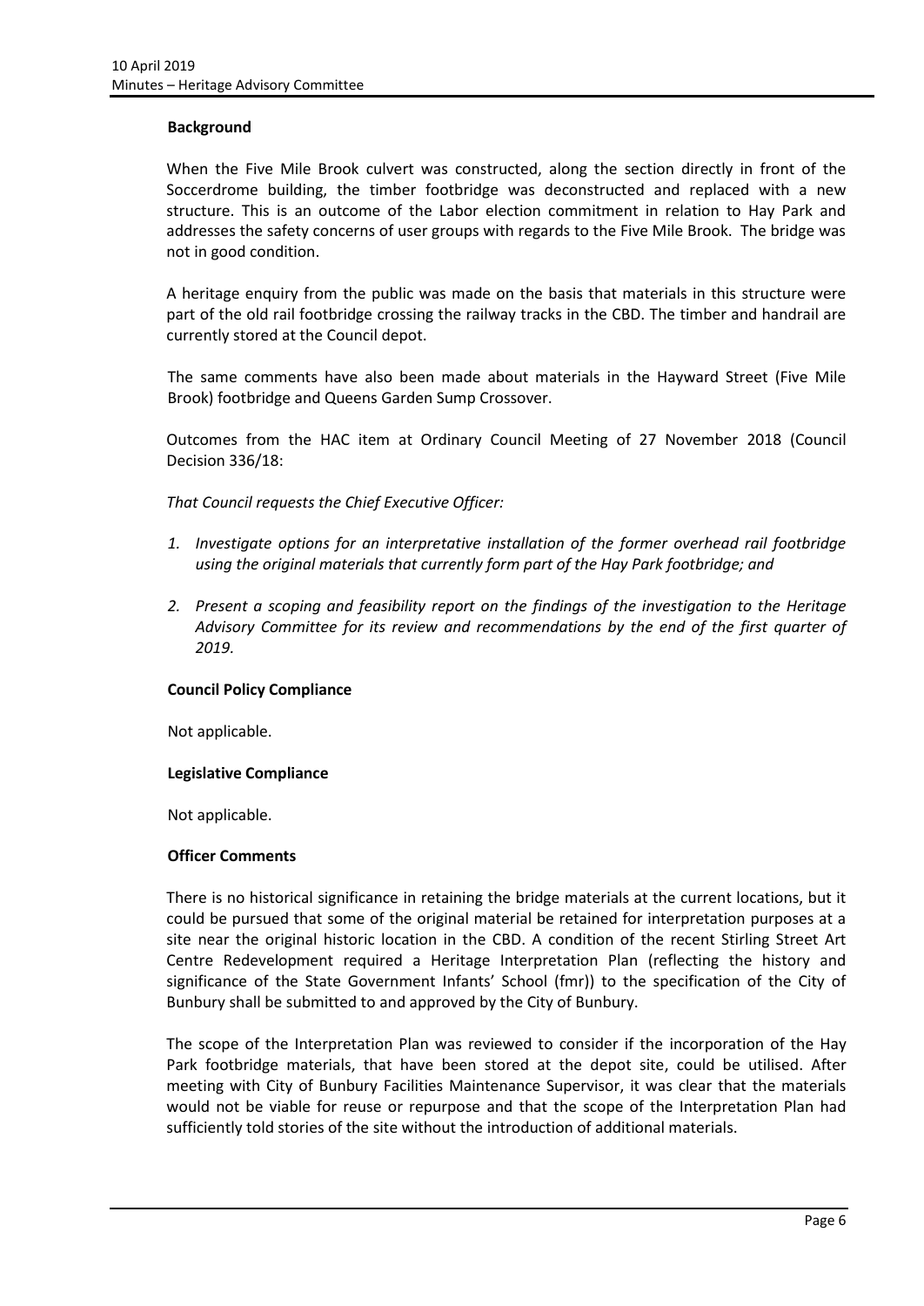**Background**

When the Five Mile Brook culvert was constructed, along the section directly in front of the Soccerdrome building, the timber footbridge was deconstructed and replaced with a new structure. This is an outcome of the Labor election commitment in relation to Hay Park and addresses the safety concerns of user groups with regards to the Five Mile Brook. The bridge was not in good condition.

A heritage enquiry from the public was made on the basis that materials in this structure were part of the old rail footbridge crossing the railway tracks in the CBD. The timber and handrail are currently stored at the Council depot.

The same comments have also been made about materials in the Hayward Street (Five Mile Brook) footbridge and Queens Garden Sump Crossover.

Outcomes from the HAC item at Ordinary Council Meeting of 27 November 2018 (Council Decision 336/18:

*That Council requests the Chief Executive Officer:*

1. *Investigate options for an interpretative installation of the former overhead rail footbridge using the original materials that currently form part of the Hay Park footbridge; and*
2. *Present a scoping and feasibility report on the findings of the investigation to the Heritage Advisory Committee for its review and recommendations by the end of the first quarter of 2019.*

**Council Policy Compliance**

Not applicable.

**Legislative Compliance**

Not applicable.

**Officer Comments**

There is no historical significance in retaining the bridge materials at the current locations, but it could be pursued that some of the original material be retained for interpretation purposes at a site near the original historic location in the CBD. A condition of the recent Stirling Street Art Centre Redevelopment required a Heritage Interpretation Plan (reflecting the history and significance of the State Government Infants' School (fmr)) to the specification of the City of Bunbury shall be submitted to and approved by the City of Bunbury.

The scope of the Interpretation Plan was reviewed to consider if the incorporation of the Hay Park footbridge materials, that have been stored at the depot site, could be utilised. After meeting with City of Bunbury Facilities Maintenance Supervisor, it was clear that the materials would not be viable for reuse or repurpose and that the scope of the Interpretation Plan had sufficiently told stories of the site without the introduction of additional materials.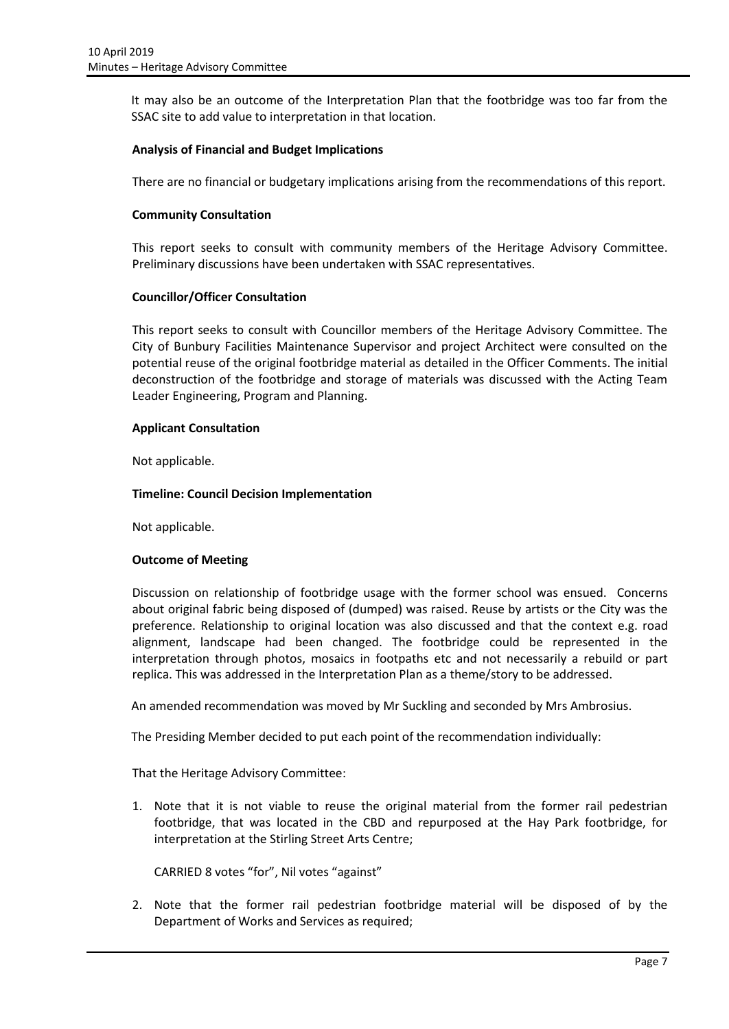It may also be an outcome of the Interpretation Plan that the footbridge was too far from the SSAC site to add value to interpretation in that location.

**Analysis of Financial and Budget Implications**

There are no financial or budgetary implications arising from the recommendations of this report.

**Community Consultation**

This report seeks to consult with community members of the Heritage Advisory Committee. Preliminary discussions have been undertaken with SSAC representatives.

**Councillor/Officer Consultation**

This report seeks to consult with Councillor members of the Heritage Advisory Committee. The City of Bunbury Facilities Maintenance Supervisor and project Architect were consulted on the potential reuse of the original footbridge material as detailed in the Officer Comments. The initial deconstruction of the footbridge and storage of materials was discussed with the Acting Team Leader Engineering, Program and Planning.

**Applicant Consultation**

Not applicable.

**Timeline: Council Decision Implementation**

Not applicable.

**Outcome of Meeting**

Discussion on relationship of footbridge usage with the former school was ensued. Concerns about original fabric being disposed of (dumped) was raised. Reuse by artists or the City was the preference. Relationship to original location was also discussed and that the context e.g. road alignment, landscape had been changed. The footbridge could be represented in the interpretation through photos, mosaics in footpaths etc and not necessarily a rebuild or part replica. This was addressed in the Interpretation Plan as a theme/story to be addressed.

An amended recommendation was moved by Mr Suckling and seconded by Mrs Ambrosius.

The Presiding Member decided to put each point of the recommendation individually:

That the Heritage Advisory Committee:

1. Note that it is not viable to reuse the original material from the former rail pedestrian footbridge, that was located in the CBD and repurposed at the Hay Park footbridge, for interpretation at the Stirling Street Arts Centre;

   CARRIED 8 votes "for", Nil votes "against"

2. Note that the former rail pedestrian footbridge material will be disposed of by the Department of Works and Services as required;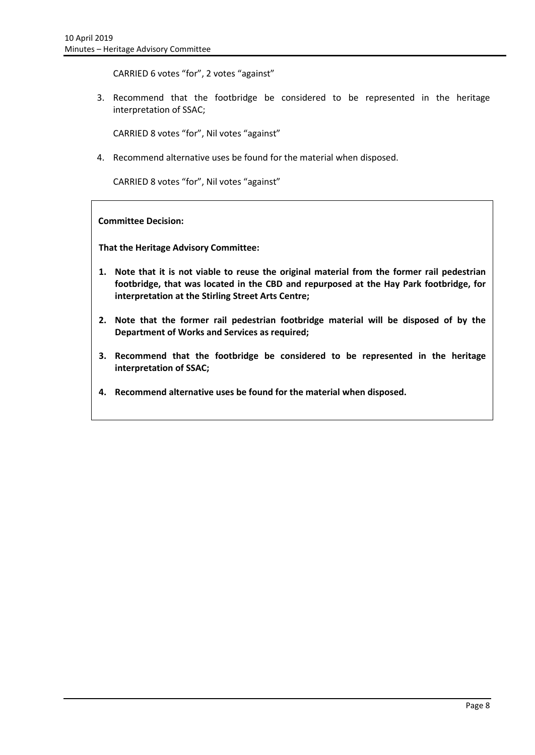CARRIED 6 votes "for", 2 votes "against"

3. Recommend that the footbridge be considered to be represented in the heritage interpretation of SSAC;

   CARRIED 8 votes "for", Nil votes "against"

4. Recommend alternative uses be found for the material when disposed.

   CARRIED 8 votes "for", Nil votes "against"

**Committee Decision:**

**That the Heritage Advisory Committee:**

1. **Note that it is not viable to reuse the original material from the former rail pedestrian footbridge, that was located in the CBD and repurposed at the Hay Park footbridge, for interpretation at the Stirling Street Arts Centre;**
2. **Note that the former rail pedestrian footbridge material will be disposed of by the Department of Works and Services as required;**
3. **Recommend that the footbridge be considered to be represented in the heritage interpretation of SSAC;**
4. **Recommend alternative uses be found for the material when disposed.**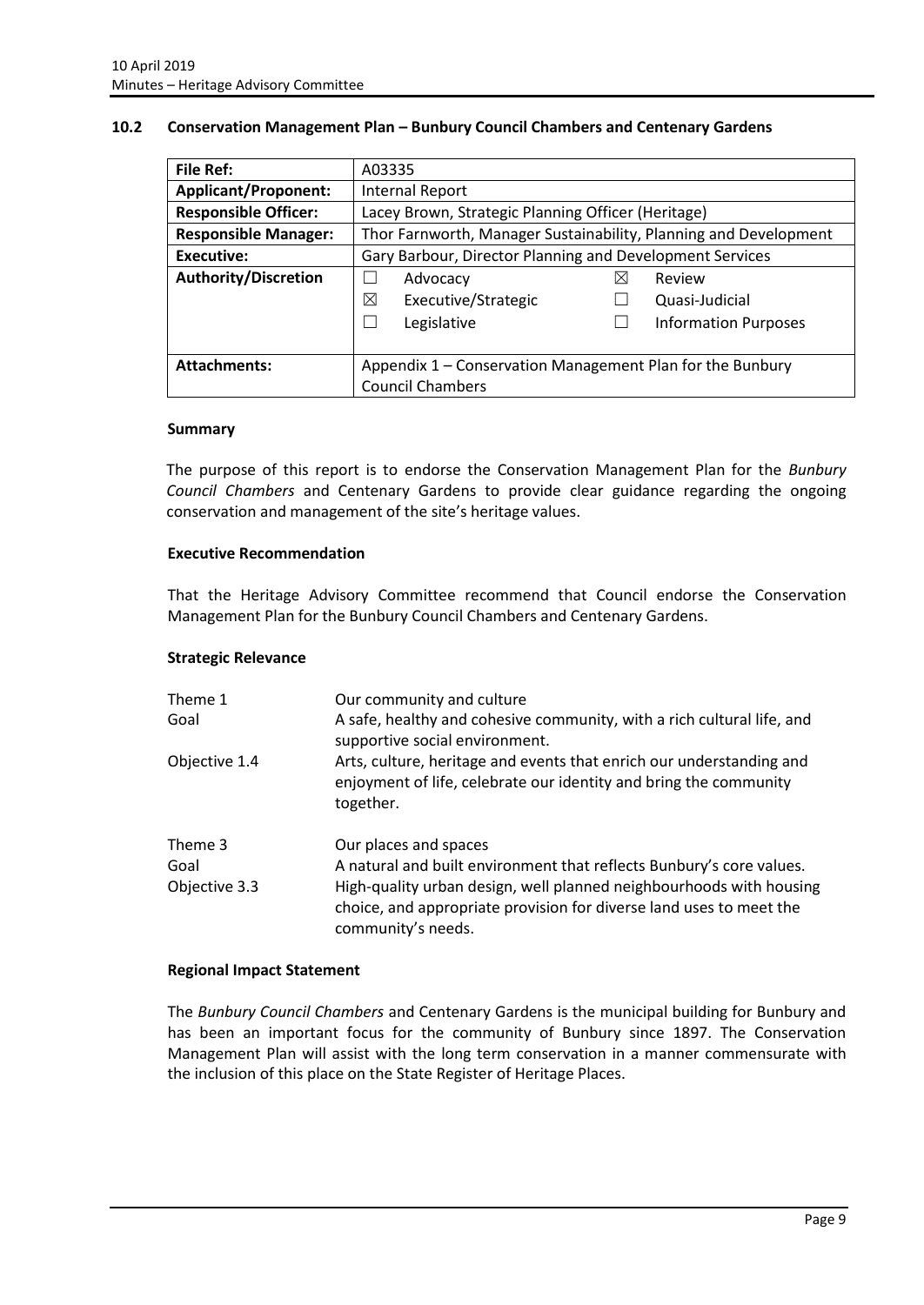## 10.2 Conservation Management Plan – Bunbury Council Chambers and Centenary Gardens

| **File Ref:** | A03335 |
|---|---|
| **Applicant/Proponent:** | Internal Report |
| **Responsible Officer:** | Lacey Brown, Strategic Planning Officer (Heritage) |
| **Responsible Manager:** | Thor Farnworth, Manager Sustainability, Planning and Development |
| **Executive:** | Gary Barbour, Director Planning and Development Services |
| **Authority/Discretion** | ☐ Advocacy ☒ Review<br>☒ Executive/Strategic ☐ Quasi-Judicial<br>☐ Legislative ☐ Information Purposes |
| **Attachments:** | Appendix 1 – Conservation Management Plan for the Bunbury Council Chambers |

### Summary

The purpose of this report is to endorse the Conservation Management Plan for the *Bunbury Council Chambers* and Centenary Gardens to provide clear guidance regarding the ongoing conservation and management of the site's heritage values.

### Executive Recommendation

That the Heritage Advisory Committee recommend that Council endorse the Conservation Management Plan for the Bunbury Council Chambers and Centenary Gardens.

### Strategic Relevance

| | |
|---|---|
| Theme 1 | Our community and culture |
| Goal | A safe, healthy and cohesive community, with a rich cultural life, and supportive social environment. |
| Objective 1.4 | Arts, culture, heritage and events that enrich our understanding and enjoyment of life, celebrate our identity and bring the community together. |
| Theme 3 | Our places and spaces |
| Goal | A natural and built environment that reflects Bunbury's core values. |
| Objective 3.3 | High-quality urban design, well planned neighbourhoods with housing choice, and appropriate provision for diverse land uses to meet the community's needs. |

### Regional Impact Statement

The *Bunbury Council Chambers* and Centenary Gardens is the municipal building for Bunbury and has been an important focus for the community of Bunbury since 1897. The Conservation Management Plan will assist with the long term conservation in a manner commensurate with the inclusion of this place on the State Register of Heritage Places.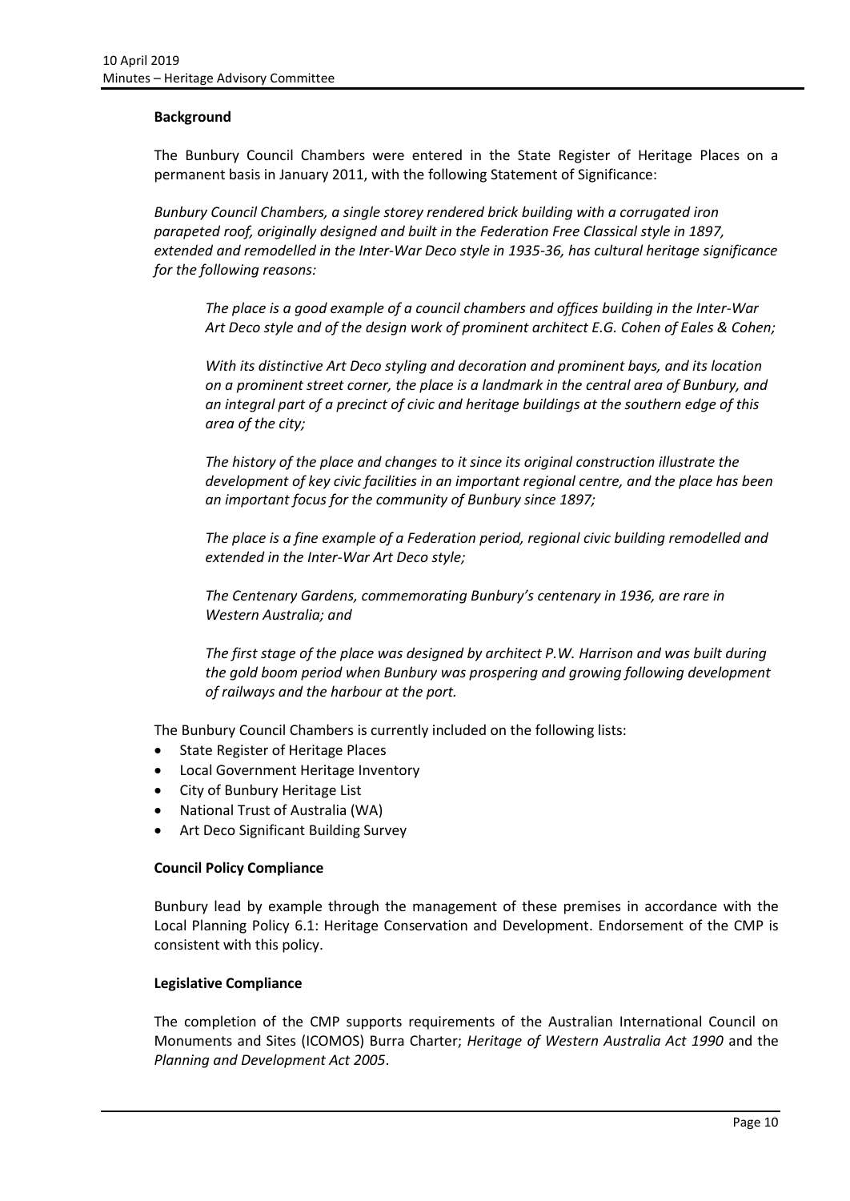**Background**

The Bunbury Council Chambers were entered in the State Register of Heritage Places on a permanent basis in January 2011, with the following Statement of Significance:

*Bunbury Council Chambers, a single storey rendered brick building with a corrugated iron parapeted roof, originally designed and built in the Federation Free Classical style in 1897, extended and remodelled in the Inter-War Deco style in 1935-36, has cultural heritage significance for the following reasons:*

> *The place is a good example of a council chambers and offices building in the Inter-War Art Deco style and of the design work of prominent architect E.G. Cohen of Eales & Cohen;*
>
> *With its distinctive Art Deco styling and decoration and prominent bays, and its location on a prominent street corner, the place is a landmark in the central area of Bunbury, and an integral part of a precinct of civic and heritage buildings at the southern edge of this area of the city;*
>
> *The history of the place and changes to it since its original construction illustrate the development of key civic facilities in an important regional centre, and the place has been an important focus for the community of Bunbury since 1897;*
>
> *The place is a fine example of a Federation period, regional civic building remodelled and extended in the Inter-War Art Deco style;*
>
> *The Centenary Gardens, commemorating Bunbury's centenary in 1936, are rare in Western Australia; and*
>
> *The first stage of the place was designed by architect P.W. Harrison and was built during the gold boom period when Bunbury was prospering and growing following development of railways and the harbour at the port.*

The Bunbury Council Chambers is currently included on the following lists:

- State Register of Heritage Places
- Local Government Heritage Inventory
- City of Bunbury Heritage List
- National Trust of Australia (WA)
- Art Deco Significant Building Survey

**Council Policy Compliance**

Bunbury lead by example through the management of these premises in accordance with the Local Planning Policy 6.1: Heritage Conservation and Development. Endorsement of the CMP is consistent with this policy.

**Legislative Compliance**

The completion of the CMP supports requirements of the Australian International Council on Monuments and Sites (ICOMOS) Burra Charter; *Heritage of Western Australia Act 1990* and the *Planning and Development Act 2005*.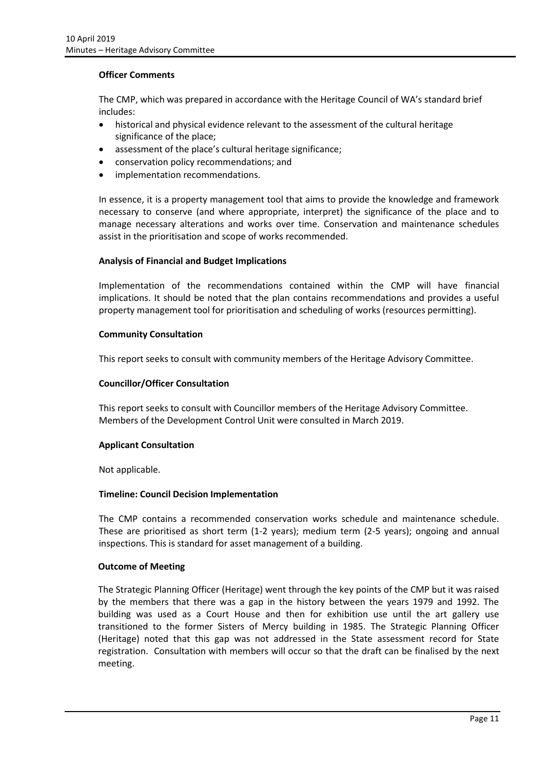**Officer Comments**

The CMP, which was prepared in accordance with the Heritage Council of WA's standard brief includes:

- historical and physical evidence relevant to the assessment of the cultural heritage significance of the place;
- assessment of the place's cultural heritage significance;
- conservation policy recommendations; and
- implementation recommendations.

In essence, it is a property management tool that aims to provide the knowledge and framework necessary to conserve (and where appropriate, interpret) the significance of the place and to manage necessary alterations and works over time. Conservation and maintenance schedules assist in the prioritisation and scope of works recommended.

**Analysis of Financial and Budget Implications**

Implementation of the recommendations contained within the CMP will have financial implications. It should be noted that the plan contains recommendations and provides a useful property management tool for prioritisation and scheduling of works (resources permitting).

**Community Consultation**

This report seeks to consult with community members of the Heritage Advisory Committee.

**Councillor/Officer Consultation**

This report seeks to consult with Councillor members of the Heritage Advisory Committee.
Members of the Development Control Unit were consulted in March 2019.

**Applicant Consultation**

Not applicable.

**Timeline: Council Decision Implementation**

The CMP contains a recommended conservation works schedule and maintenance schedule. These are prioritised as short term (1-2 years); medium term (2-5 years); ongoing and annual inspections. This is standard for asset management of a building.

**Outcome of Meeting**

The Strategic Planning Officer (Heritage) went through the key points of the CMP but it was raised by the members that there was a gap in the history between the years 1979 and 1992. The building was used as a Court House and then for exhibition use until the art gallery use transitioned to the former Sisters of Mercy building in 1985. The Strategic Planning Officer (Heritage) noted that this gap was not addressed in the State assessment record for State registration. Consultation with members will occur so that the draft can be finalised by the next meeting.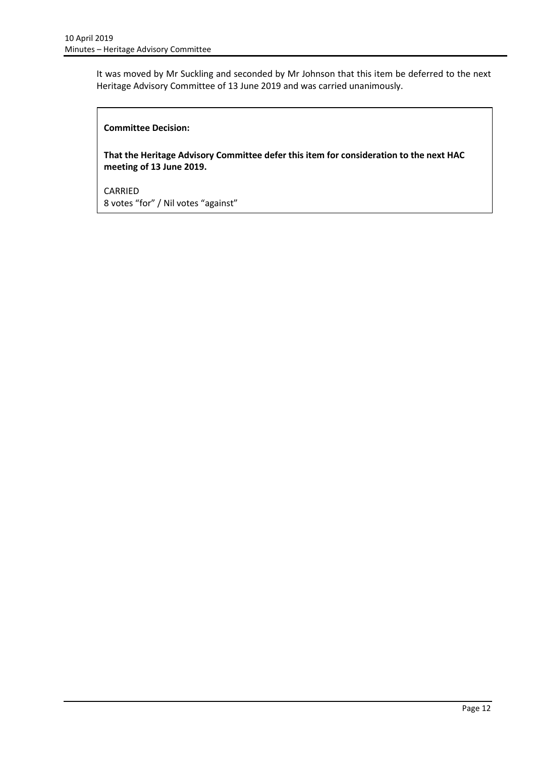It was moved by Mr Suckling and seconded by Mr Johnson that this item be deferred to the next Heritage Advisory Committee of 13 June 2019 and was carried unanimously.

> **Committee Decision:**
>
> **That the Heritage Advisory Committee defer this item for consideration to the next HAC meeting of 13 June 2019.**
>
> CARRIED
> 8 votes "for" / Nil votes "against"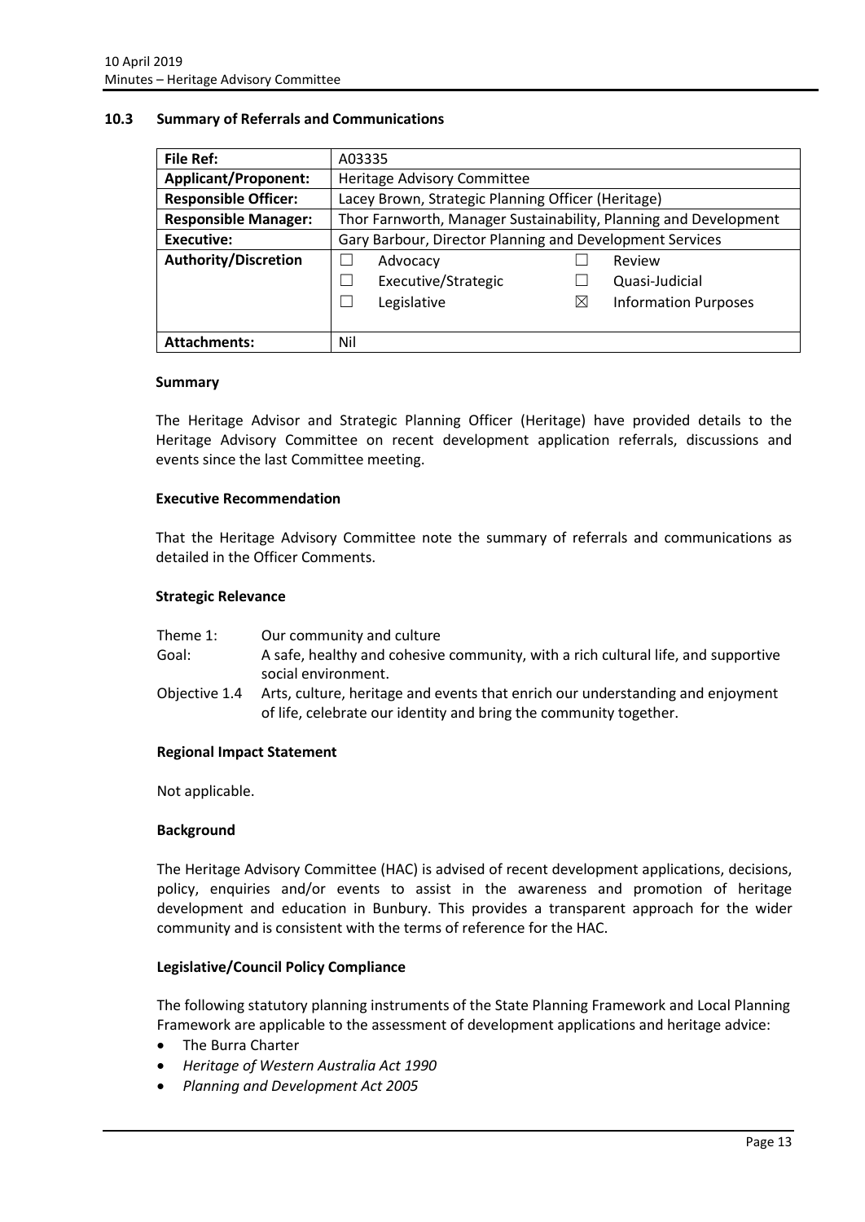### 10.3 Summary of Referrals and Communications

| File Ref: | A03335 |
|---|---|
| **Applicant/Proponent:** | Heritage Advisory Committee |
| **Responsible Officer:** | Lacey Brown, Strategic Planning Officer (Heritage) |
| **Responsible Manager:** | Thor Farnworth, Manager Sustainability, Planning and Development |
| **Executive:** | Gary Barbour, Director Planning and Development Services |
| **Authority/Discretion** | ☐ Advocacy ☐ Executive/Strategic ☐ Legislative ☐ Review ☐ Quasi-Judicial ☒ Information Purposes |
| **Attachments:** | Nil |

#### Summary

The Heritage Advisor and Strategic Planning Officer (Heritage) have provided details to the Heritage Advisory Committee on recent development application referrals, discussions and events since the last Committee meeting.

#### Executive Recommendation

That the Heritage Advisory Committee note the summary of referrals and communications as detailed in the Officer Comments.

#### Strategic Relevance

| | |
|---|---|
| Theme 1: | Our community and culture |
| Goal: | A safe, healthy and cohesive community, with a rich cultural life, and supportive social environment. |
| Objective 1.4 | Arts, culture, heritage and events that enrich our understanding and enjoyment of life, celebrate our identity and bring the community together. |

#### Regional Impact Statement

Not applicable.

#### Background

The Heritage Advisory Committee (HAC) is advised of recent development applications, decisions, policy, enquiries and/or events to assist in the awareness and promotion of heritage development and education in Bunbury. This provides a transparent approach for the wider community and is consistent with the terms of reference for the HAC.

#### Legislative/Council Policy Compliance

The following statutory planning instruments of the State Planning Framework and Local Planning Framework are applicable to the assessment of development applications and heritage advice:

- The Burra Charter
- *Heritage of Western Australia Act 1990*
- *Planning and Development Act 2005*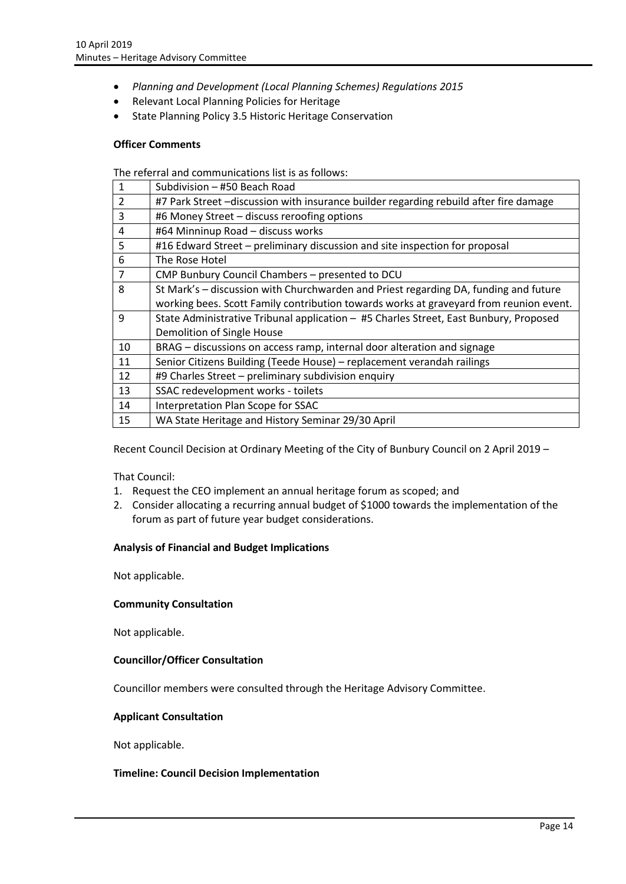- *Planning and Development (Local Planning Schemes) Regulations 2015*
- Relevant Local Planning Policies for Heritage
- State Planning Policy 3.5 Historic Heritage Conservation

**Officer Comments**

The referral and communications list is as follows:

| | |
|---|---|
| 1 | Subdivision – #50 Beach Road |
| 2 | #7 Park Street –discussion with insurance builder regarding rebuild after fire damage |
| 3 | #6 Money Street – discuss reroofing options |
| 4 | #64 Minninup Road – discuss works |
| 5 | #16 Edward Street – preliminary discussion and site inspection for proposal |
| 6 | The Rose Hotel |
| 7 | CMP Bunbury Council Chambers – presented to DCU |
| 8 | St Mark's – discussion with Churchwarden and Priest regarding DA, funding and future working bees. Scott Family contribution towards works at graveyard from reunion event. |
| 9 | State Administrative Tribunal application – #5 Charles Street, East Bunbury, Proposed Demolition of Single House |
| 10 | BRAG – discussions on access ramp, internal door alteration and signage |
| 11 | Senior Citizens Building (Teede House) – replacement verandah railings |
| 12 | #9 Charles Street – preliminary subdivision enquiry |
| 13 | SSAC redevelopment works - toilets |
| 14 | Interpretation Plan Scope for SSAC |
| 15 | WA State Heritage and History Seminar 29/30 April |

Recent Council Decision at Ordinary Meeting of the City of Bunbury Council on 2 April 2019 –

That Council:

1. Request the CEO implement an annual heritage forum as scoped; and
2. Consider allocating a recurring annual budget of $1000 towards the implementation of the forum as part of future year budget considerations.

**Analysis of Financial and Budget Implications**

Not applicable.

**Community Consultation**

Not applicable.

**Councillor/Officer Consultation**

Councillor members were consulted through the Heritage Advisory Committee.

**Applicant Consultation**

Not applicable.

**Timeline: Council Decision Implementation**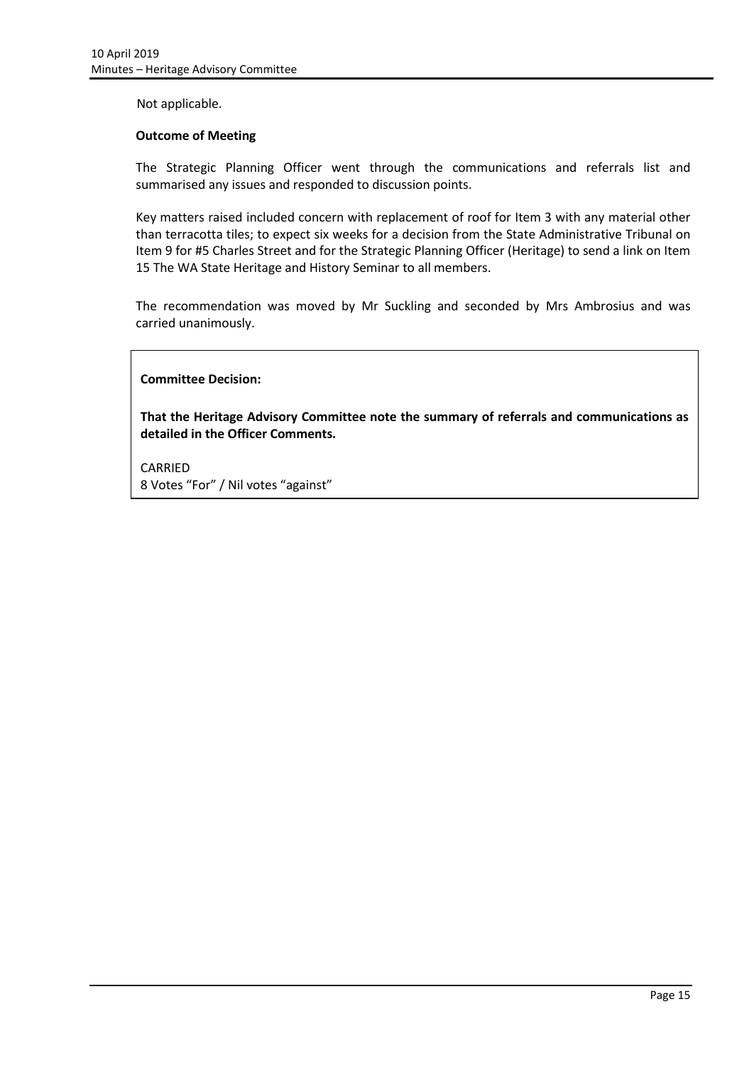Not applicable.

**Outcome of Meeting**

The Strategic Planning Officer went through the communications and referrals list and summarised any issues and responded to discussion points.

Key matters raised included concern with replacement of roof for Item 3 with any material other than terracotta tiles; to expect six weeks for a decision from the State Administrative Tribunal on Item 9 for #5 Charles Street and for the Strategic Planning Officer (Heritage) to send a link on Item 15 The WA State Heritage and History Seminar to all members.

The recommendation was moved by Mr Suckling and seconded by Mrs Ambrosius and was carried unanimously.

**Committee Decision:**

**That the Heritage Advisory Committee note the summary of referrals and communications as detailed in the Officer Comments.**

CARRIED
8 Votes "For" / Nil votes "against"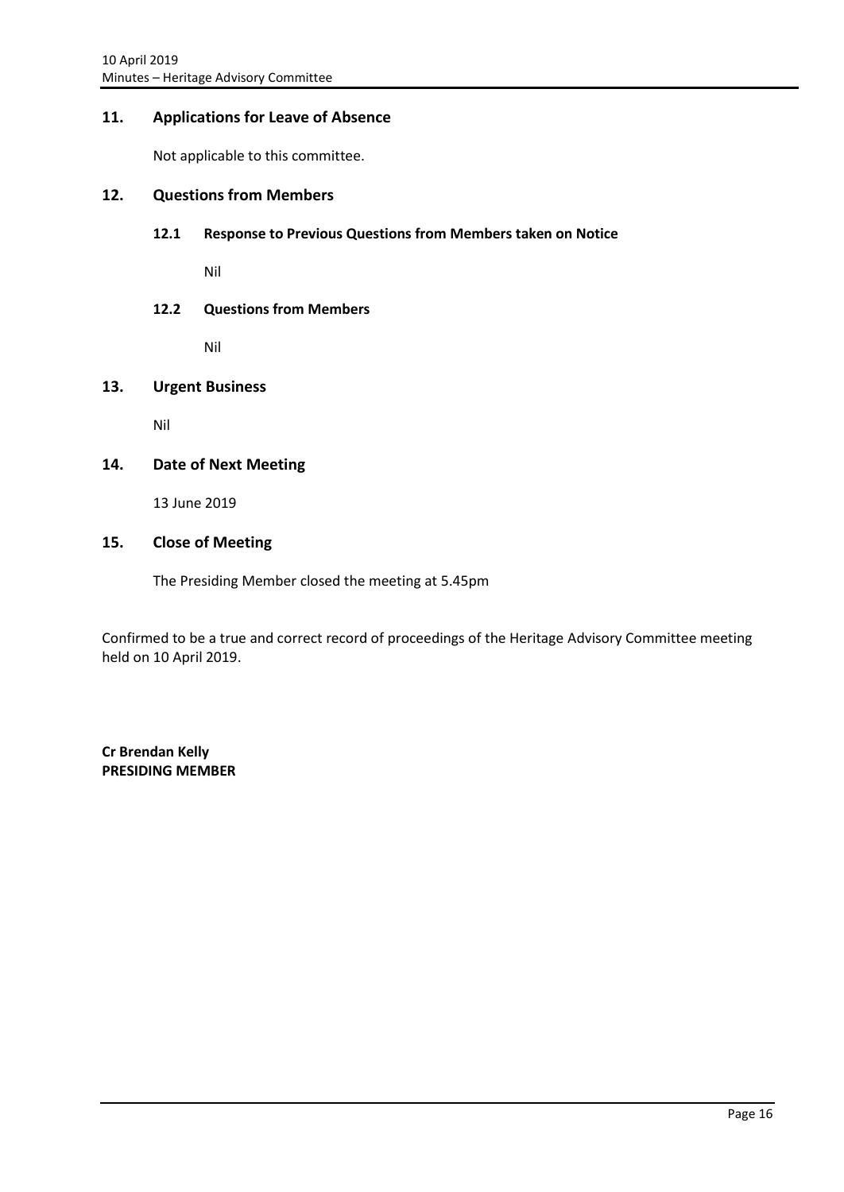## 11. Applications for Leave of Absence

Not applicable to this committee.

## 12. Questions from Members

### 12.1 Response to Previous Questions from Members taken on Notice

Nil

### 12.2 Questions from Members

Nil

## 13. Urgent Business

Nil

## 14. Date of Next Meeting

13 June 2019

## 15. Close of Meeting

The Presiding Member closed the meeting at 5.45pm

Confirmed to be a true and correct record of proceedings of the Heritage Advisory Committee meeting held on 10 April 2019.

**Cr Brendan Kelly**
**PRESIDING MEMBER**